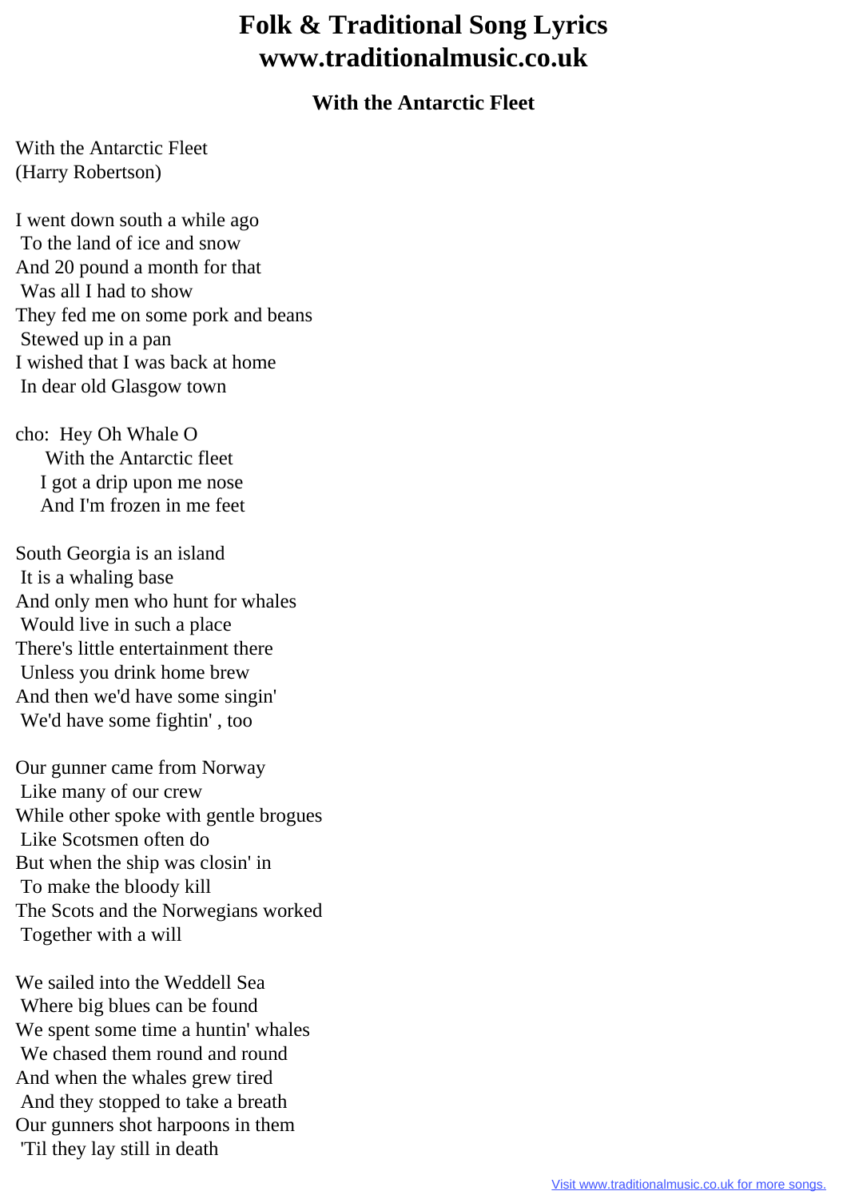# Folk & Traditional Song Lyrics
# www.traditionalmusic.co.uk

### With the Antarctic Fleet

With the Antarctic Fleet
(Harry Robertson)

I went down south a while ago
To the land of ice and snow
And 20 pound a month for that
Was all I had to show
They fed me on some pork and beans
Stewed up in a pan
I wished that I was back at home
In dear old Glasgow town

cho: Hey Oh Whale O
With the Antarctic fleet
I got a drip upon me nose
And I'm frozen in me feet

South Georgia is an island
It is a whaling base
And only men who hunt for whales
Would live in such a place
There's little entertainment there
Unless you drink home brew
And then we'd have some singin'
We'd have some fightin' , too

Our gunner came from Norway
Like many of our crew
While other spoke with gentle brogues
Like Scotsmen often do
But when the ship was closin' in
To make the bloody kill
The Scots and the Norwegians worked
Together with a will

We sailed into the Weddell Sea
Where big blues can be found
We spent some time a huntin' whales
We chased them round and round
And when the whales grew tired
And they stopped to take a breath
Our gunners shot harpoons in them
'Til they lay still in death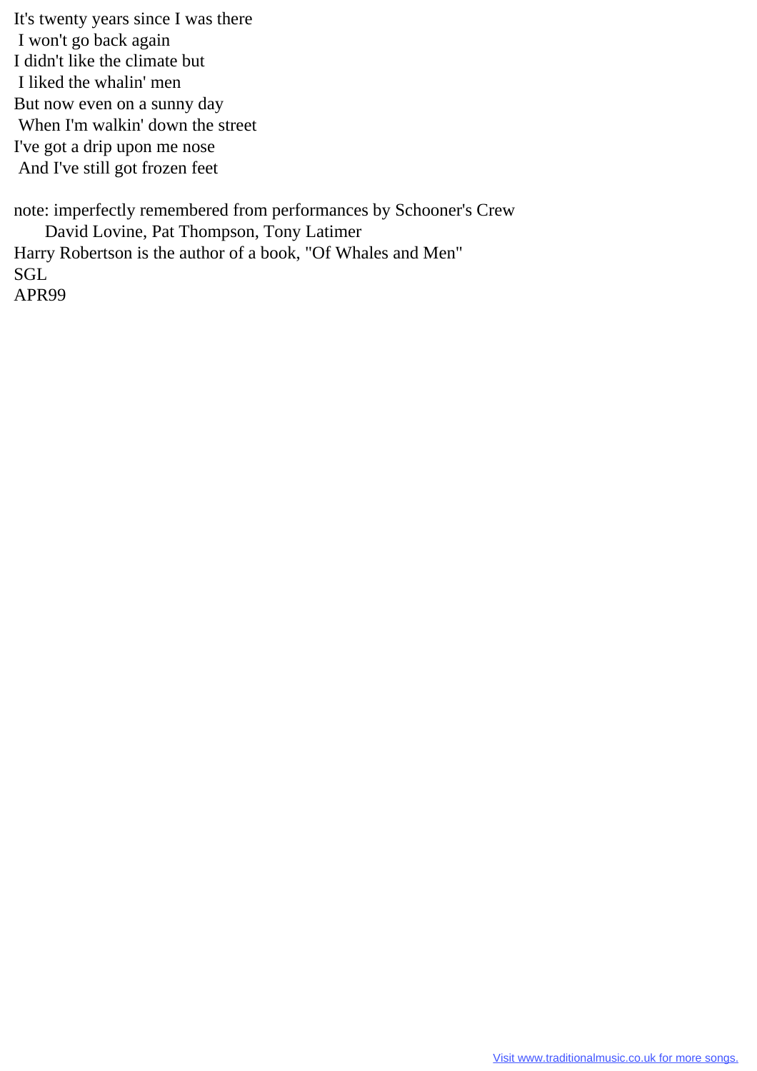It's twenty years since I was there
 I won't go back again
I didn't like the climate but
 I liked the whalin' men
But now even on a sunny day
 When I'm walkin' down the street
I've got a drip upon me nose
 And I've still got frozen feet

note: imperfectly remembered from performances by Schooner's Crew
 David Lovine, Pat Thompson, Tony Latimer
Harry Robertson is the author of a book, "Of Whales and Men"
SGL
APR99